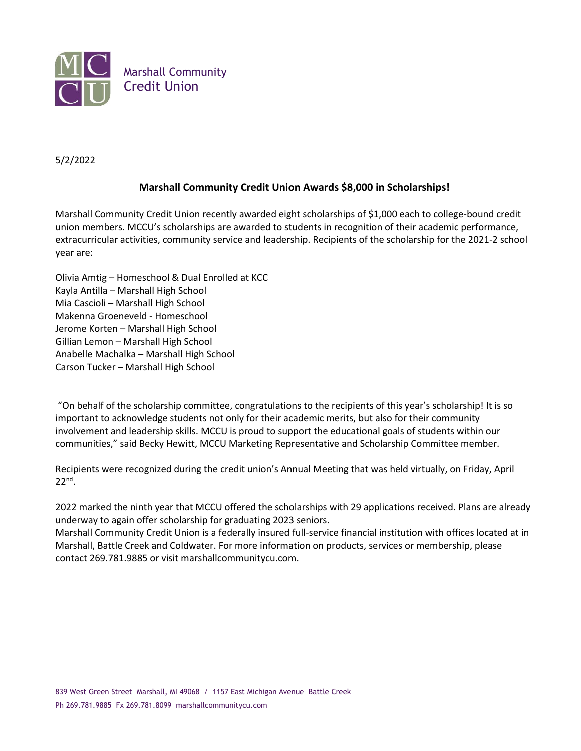Marshall Community Credit Union

5/2/2022

## Marshall Community Credit Union Awards $8,000 in Scholarships!

Marshall Community Credit Union recently awarded eight scholarships of $1,000 each to college-bound credit union members. MCCU's scholarships are awarded to students in recognition of their academic performance, extracurricular activities, community service and leadership. Recipients of the scholarship for the 2021-2 school year are:

Olivia Amtig – Homeschool & Dual Enrolled at KCC
Kayla Antilla – Marshall High School
Mia Cascioli – Marshall High School
Makenna Groeneveld - Homeschool
Jerome Korten – Marshall High School
Gillian Lemon – Marshall High School
Anabelle Machalka – Marshall High School
Carson Tucker – Marshall High School

"On behalf of the scholarship committee, congratulations to the recipients of this year's scholarship! It is so important to acknowledge students not only for their academic merits, but also for their community involvement and leadership skills. MCCU is proud to support the educational goals of students within our communities," said Becky Hewitt, MCCU Marketing Representative and Scholarship Committee member.

Recipients were recognized during the credit union's Annual Meeting that was held virtually, on Friday, April 22nd.

2022 marked the ninth year that MCCU offered the scholarships with 29 applications received. Plans are already underway to again offer scholarship for graduating 2023 seniors.
Marshall Community Credit Union is a federally insured full-service financial institution with offices located at in Marshall, Battle Creek and Coldwater. For more information on products, services or membership, please contact 269.781.9885 or visit marshallcommunitycu.com.

839 West Green Street Marshall, MI 49068 / 1157 East Michigan Avenue Battle Creek
Ph 269.781.9885 Fx 269.781.8099 marshallcommunitycu.com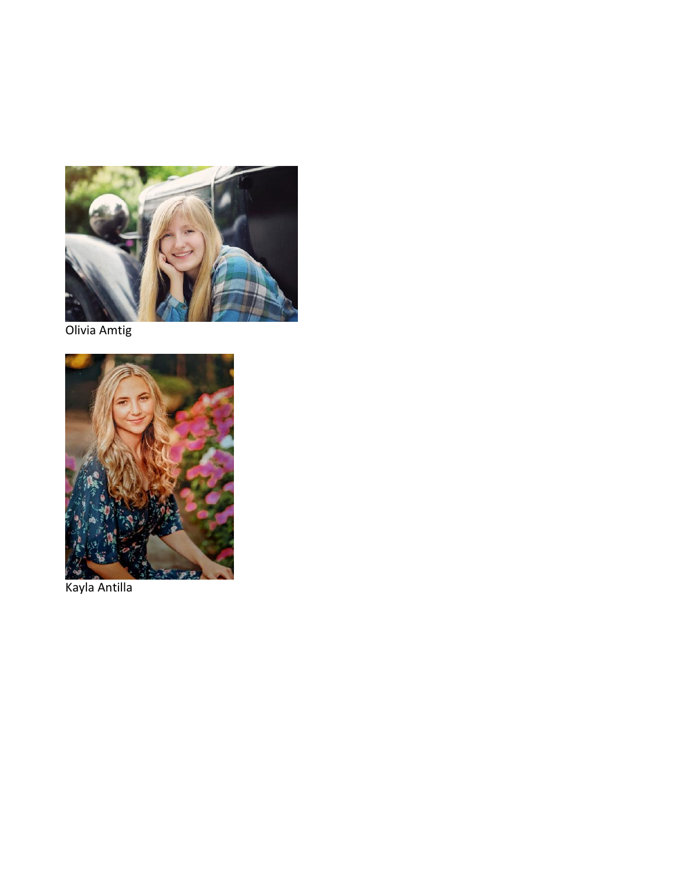Olivia Amtig

Kayla Antilla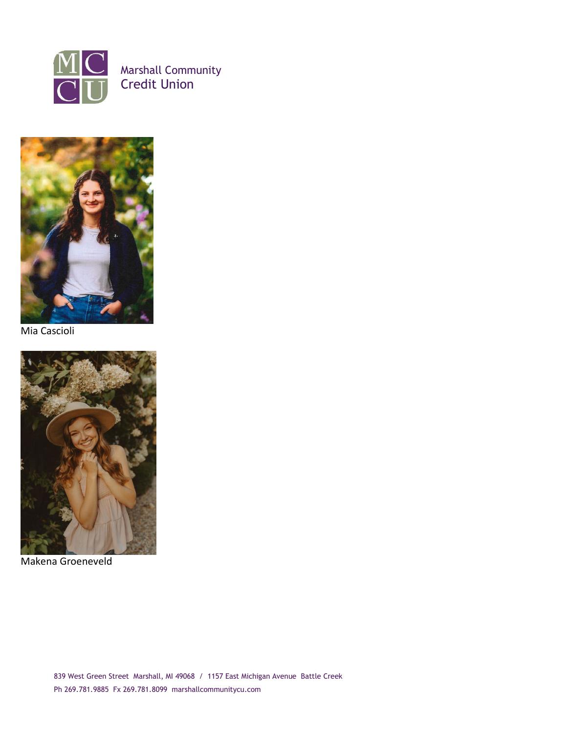Marshall Community Credit Union

Mia Cascioli

Makena Groeneveld

839 West Green Street Marshall, MI 49068 / 1157 East Michigan Avenue Battle Creek
Ph 269.781.9885 Fx 269.781.8099 marshallcommunitycu.com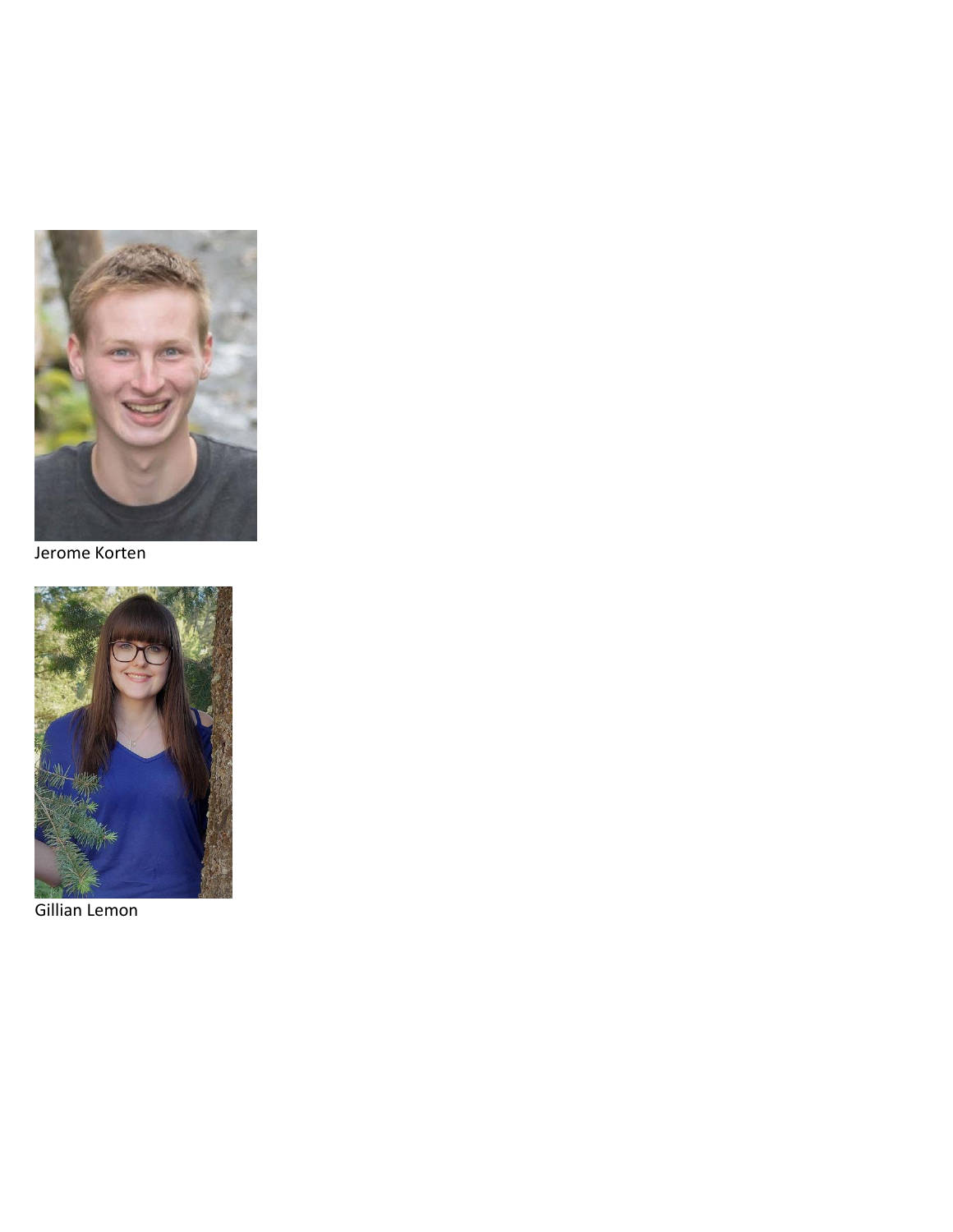Jerome Korten

Gillian Lemon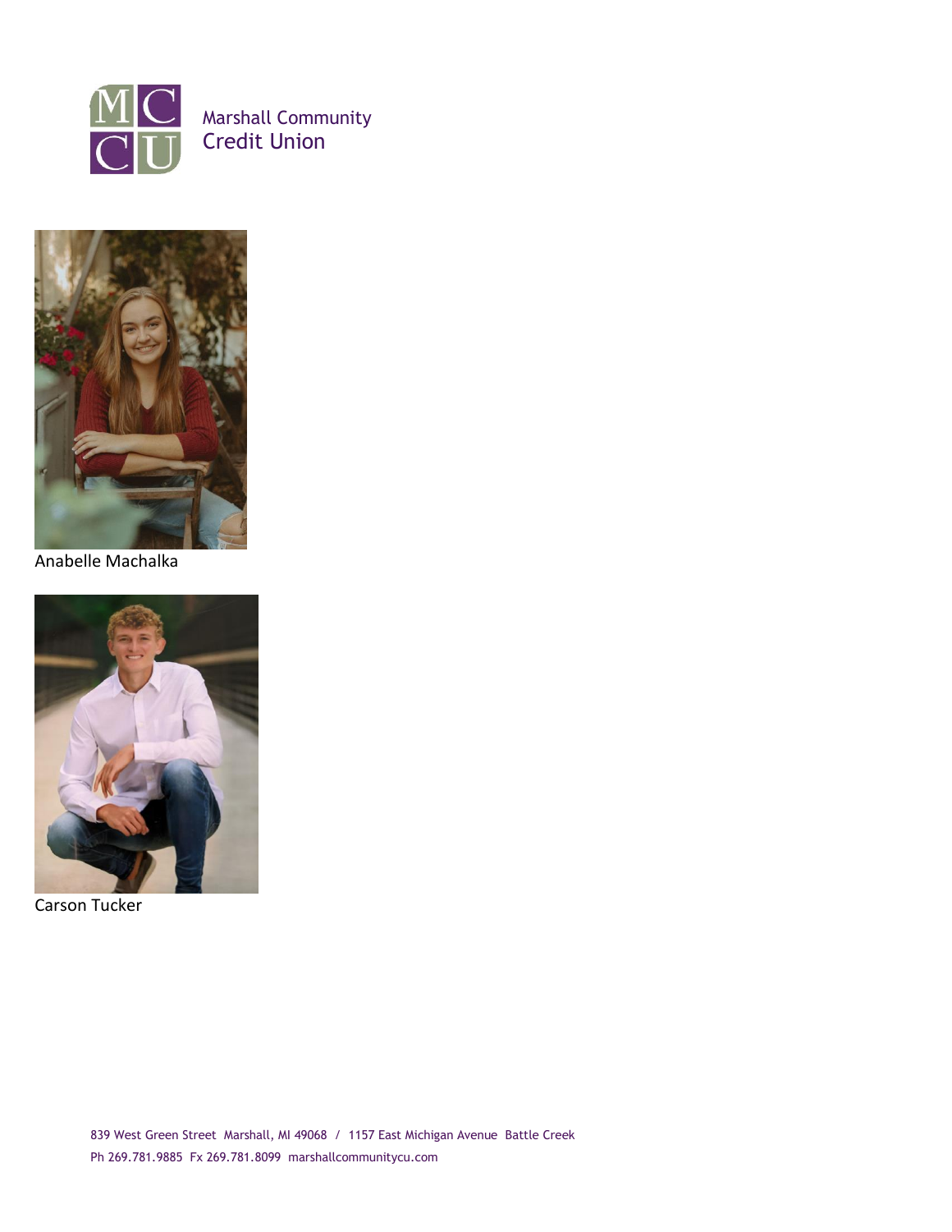Marshall Community Credit Union

Anabelle Machalka

Carson Tucker

839 West Green Street Marshall, MI 49068 / 1157 East Michigan Avenue Battle Creek
Ph 269.781.9885 Fx 269.781.8099 marshallcommunitycu.com